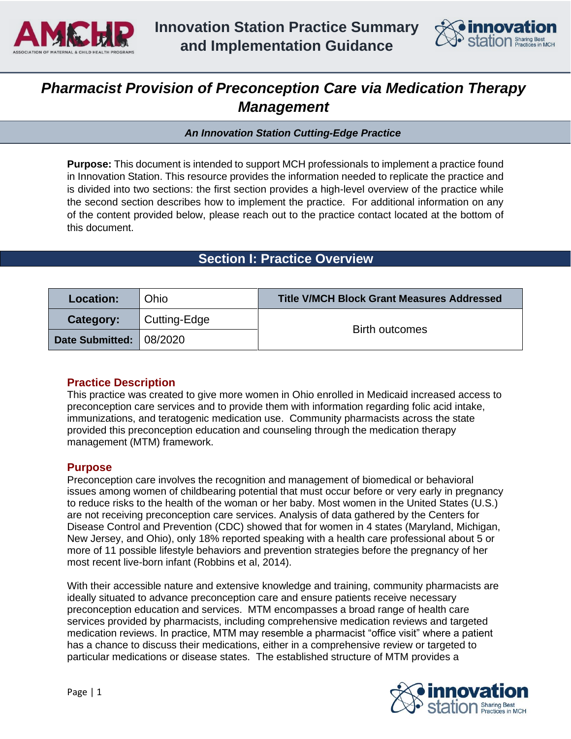# Innovation Station Practice Summary and Implementation Guidance

# *Pharmacist Provision of Preconception Care via Medication Therapy Management*

***An Innovation Station Cutting-Edge Practice***

**Purpose:** This document is intended to support MCH professionals to implement a practice found in Innovation Station. This resource provides the information needed to replicate the practice and is divided into two sections: the first section provides a high-level overview of the practice while the second section describes how to implement the practice. For additional information on any of the content provided below, please reach out to the practice contact located at the bottom of this document.

## Section I: Practice Overview

| **Location:** | Ohio | **Title V/MCH Block Grant Measures Addressed** |
|---|---|---|
| **Category:** | Cutting-Edge | Birth outcomes |
| **Date Submitted:** | 08/2020 | |

### Practice Description

This practice was created to give more women in Ohio enrolled in Medicaid increased access to preconception care services and to provide them with information regarding folic acid intake, immunizations, and teratogenic medication use. Community pharmacists across the state provided this preconception education and counseling through the medication therapy management (MTM) framework.

### Purpose

Preconception care involves the recognition and management of biomedical or behavioral issues among women of childbearing potential that must occur before or very early in pregnancy to reduce risks to the health of the woman or her baby. Most women in the United States (U.S.) are not receiving preconception care services. Analysis of data gathered by the Centers for Disease Control and Prevention (CDC) showed that for women in 4 states (Maryland, Michigan, New Jersey, and Ohio), only 18% reported speaking with a health care professional about 5 or more of 11 possible lifestyle behaviors and prevention strategies before the pregnancy of her most recent live-born infant (Robbins et al, 2014).

With their accessible nature and extensive knowledge and training, community pharmacists are ideally situated to advance preconception care and ensure patients receive necessary preconception education and services. MTM encompasses a broad range of health care services provided by pharmacists, including comprehensive medication reviews and targeted medication reviews. In practice, MTM may resemble a pharmacist "office visit" where a patient has a chance to discuss their medications, either in a comprehensive review or targeted to particular medications or disease states. The established structure of MTM provides a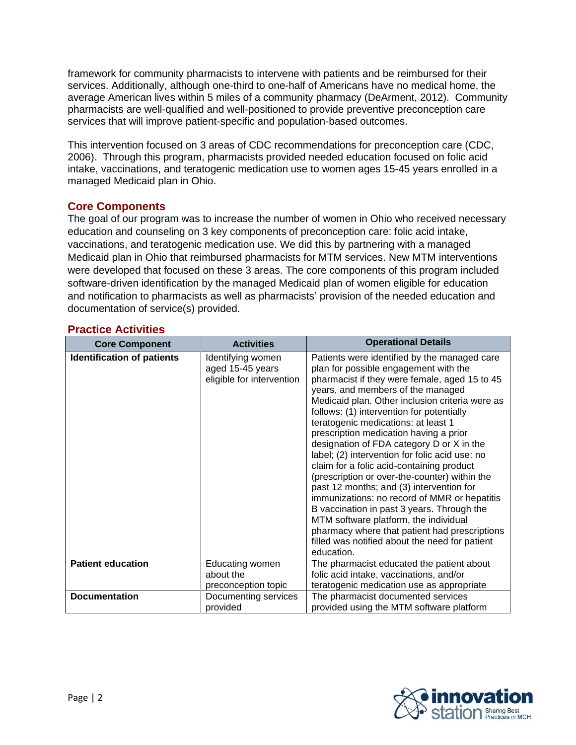framework for community pharmacists to intervene with patients and be reimbursed for their services. Additionally, although one-third to one-half of Americans have no medical home, the average American lives within 5 miles of a community pharmacy (DeArment, 2012). Community pharmacists are well-qualified and well-positioned to provide preventive preconception care services that will improve patient-specific and population-based outcomes.

This intervention focused on 3 areas of CDC recommendations for preconception care (CDC, 2006). Through this program, pharmacists provided needed education focused on folic acid intake, vaccinations, and teratogenic medication use to women ages 15-45 years enrolled in a managed Medicaid plan in Ohio.

## Core Components

The goal of our program was to increase the number of women in Ohio who received necessary education and counseling on 3 key components of preconception care: folic acid intake, vaccinations, and teratogenic medication use. We did this by partnering with a managed Medicaid plan in Ohio that reimbursed pharmacists for MTM services. New MTM interventions were developed that focused on these 3 areas. The core components of this program included software-driven identification by the managed Medicaid plan of women eligible for education and notification to pharmacists as well as pharmacists' provision of the needed education and documentation of service(s) provided.

## Practice Activities

| Core Component | Activities | Operational Details |
|---|---|---|
| **Identification of patients** | Identifying women aged 15-45 years eligible for intervention | Patients were identified by the managed care plan for possible engagement with the pharmacist if they were female, aged 15 to 45 years, and members of the managed Medicaid plan. Other inclusion criteria were as follows: (1) intervention for potentially teratogenic medications: at least 1 prescription medication having a prior designation of FDA category D or X in the label; (2) intervention for folic acid use: no claim for a folic acid-containing product (prescription or over-the-counter) within the past 12 months; and (3) intervention for immunizations: no record of MMR or hepatitis B vaccination in past 3 years. Through the MTM software platform, the individual pharmacy where that patient had prescriptions filled was notified about the need for patient education. |
| **Patient education** | Educating women about the preconception topic | The pharmacist educated the patient about folic acid intake, vaccinations, and/or teratogenic medication use as appropriate |
| **Documentation** | Documenting services provided | The pharmacist documented services provided using the MTM software platform |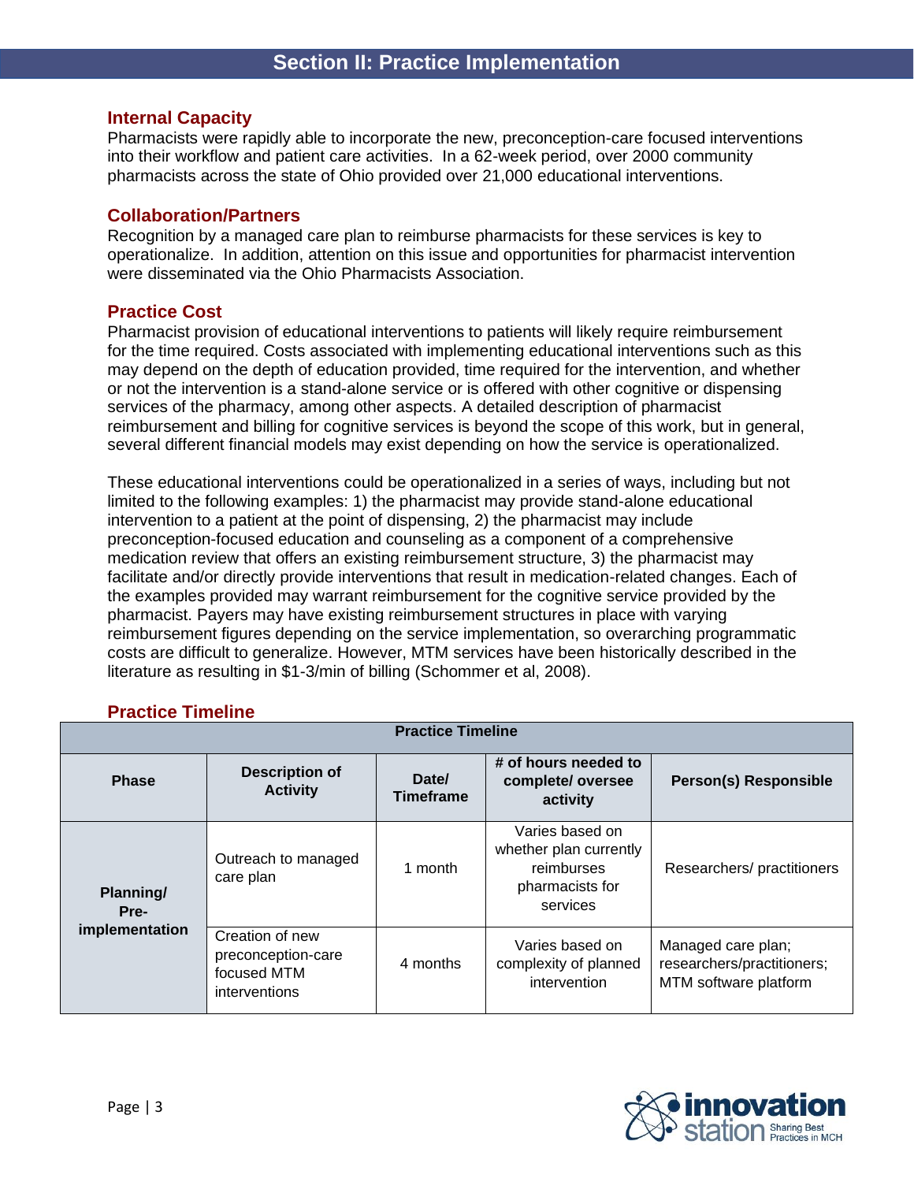## Section II: Practice Implementation

### Internal Capacity

Pharmacists were rapidly able to incorporate the new, preconception-care focused interventions into their workflow and patient care activities. In a 62-week period, over 2000 community pharmacists across the state of Ohio provided over 21,000 educational interventions.

### Collaboration/Partners

Recognition by a managed care plan to reimburse pharmacists for these services is key to operationalize. In addition, attention on this issue and opportunities for pharmacist intervention were disseminated via the Ohio Pharmacists Association.

### Practice Cost

Pharmacist provision of educational interventions to patients will likely require reimbursement for the time required. Costs associated with implementing educational interventions such as this may depend on the depth of education provided, time required for the intervention, and whether or not the intervention is a stand-alone service or is offered with other cognitive or dispensing services of the pharmacy, among other aspects. A detailed description of pharmacist reimbursement and billing for cognitive services is beyond the scope of this work, but in general, several different financial models may exist depending on how the service is operationalized.

These educational interventions could be operationalized in a series of ways, including but not limited to the following examples: 1) the pharmacist may provide stand-alone educational intervention to a patient at the point of dispensing, 2) the pharmacist may include preconception-focused education and counseling as a component of a comprehensive medication review that offers an existing reimbursement structure, 3) the pharmacist may facilitate and/or directly provide interventions that result in medication-related changes. Each of the examples provided may warrant reimbursement for the cognitive service provided by the pharmacist. Payers may have existing reimbursement structures in place with varying reimbursement figures depending on the service implementation, so overarching programmatic costs are difficult to generalize. However, MTM services have been historically described in the literature as resulting in $1-3/min of billing (Schommer et al, 2008).

### Practice Timeline

| Phase | Description of Activity | Date/ Timeframe | # of hours needed to complete/ oversee activity | Person(s) Responsible |
|---|---|---|---|---|
| Planning/ Pre-implementation | Outreach to managed care plan | 1 month | Varies based on whether plan currently reimburses pharmacists for services | Researchers/ practitioners |
| | Creation of new preconception-care focused MTM interventions | 4 months | Varies based on complexity of planned intervention | Managed care plan; researchers/practitioners; MTM software platform |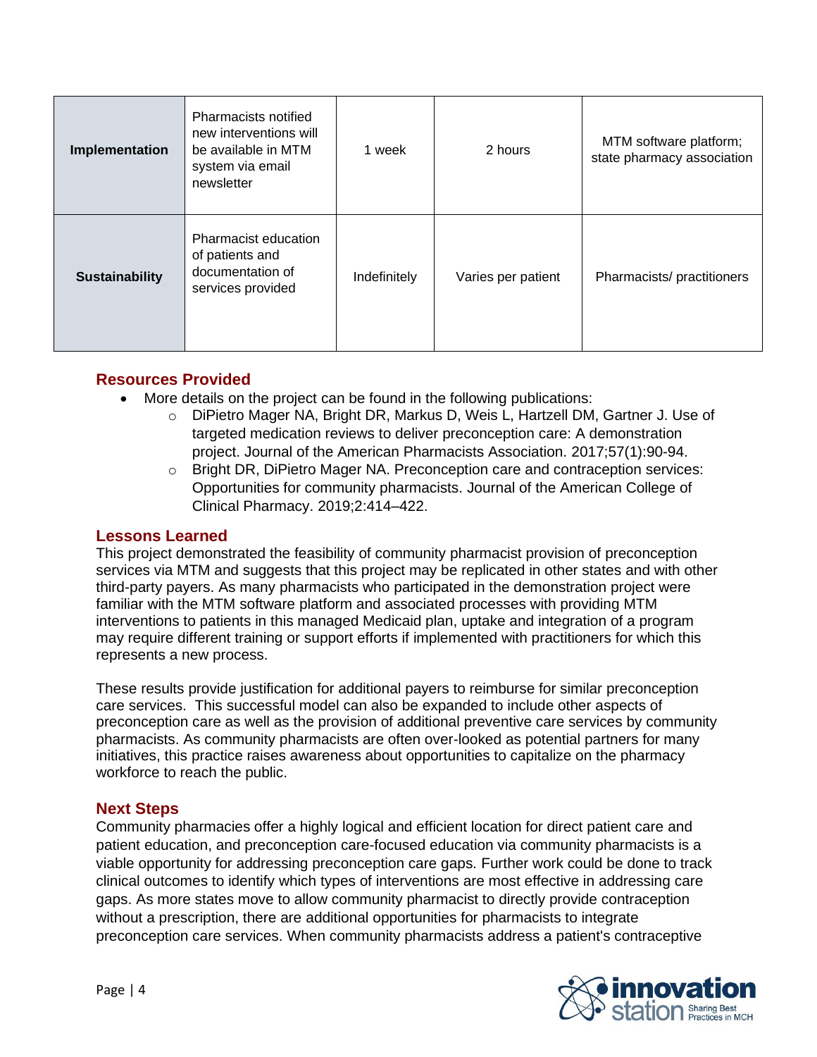| | | | | |
|---|---|---|---|---|
| **Implementation** | Pharmacists notified new interventions will be available in MTM system via email newsletter | 1 week | 2 hours | MTM software platform; state pharmacy association |
| **Sustainability** | Pharmacist education of patients and documentation of services provided | Indefinitely | Varies per patient | Pharmacists/ practitioners |

## Resources Provided

- More details on the project can be found in the following publications:
  - DiPietro Mager NA, Bright DR, Markus D, Weis L, Hartzell DM, Gartner J. Use of targeted medication reviews to deliver preconception care: A demonstration project. Journal of the American Pharmacists Association. 2017;57(1):90-94.
  - Bright DR, DiPietro Mager NA. Preconception care and contraception services: Opportunities for community pharmacists. Journal of the American College of Clinical Pharmacy. 2019;2:414–422.

## Lessons Learned

This project demonstrated the feasibility of community pharmacist provision of preconception services via MTM and suggests that this project may be replicated in other states and with other third-party payers. As many pharmacists who participated in the demonstration project were familiar with the MTM software platform and associated processes with providing MTM interventions to patients in this managed Medicaid plan, uptake and integration of a program may require different training or support efforts if implemented with practitioners for which this represents a new process.

These results provide justification for additional payers to reimburse for similar preconception care services. This successful model can also be expanded to include other aspects of preconception care as well as the provision of additional preventive care services by community pharmacists. As community pharmacists are often over-looked as potential partners for many initiatives, this practice raises awareness about opportunities to capitalize on the pharmacy workforce to reach the public.

## Next Steps

Community pharmacies offer a highly logical and efficient location for direct patient care and patient education, and preconception care-focused education via community pharmacists is a viable opportunity for addressing preconception care gaps. Further work could be done to track clinical outcomes to identify which types of interventions are most effective in addressing care gaps. As more states move to allow community pharmacist to directly provide contraception without a prescription, there are additional opportunities for pharmacists to integrate preconception care services. When community pharmacists address a patient's contraceptive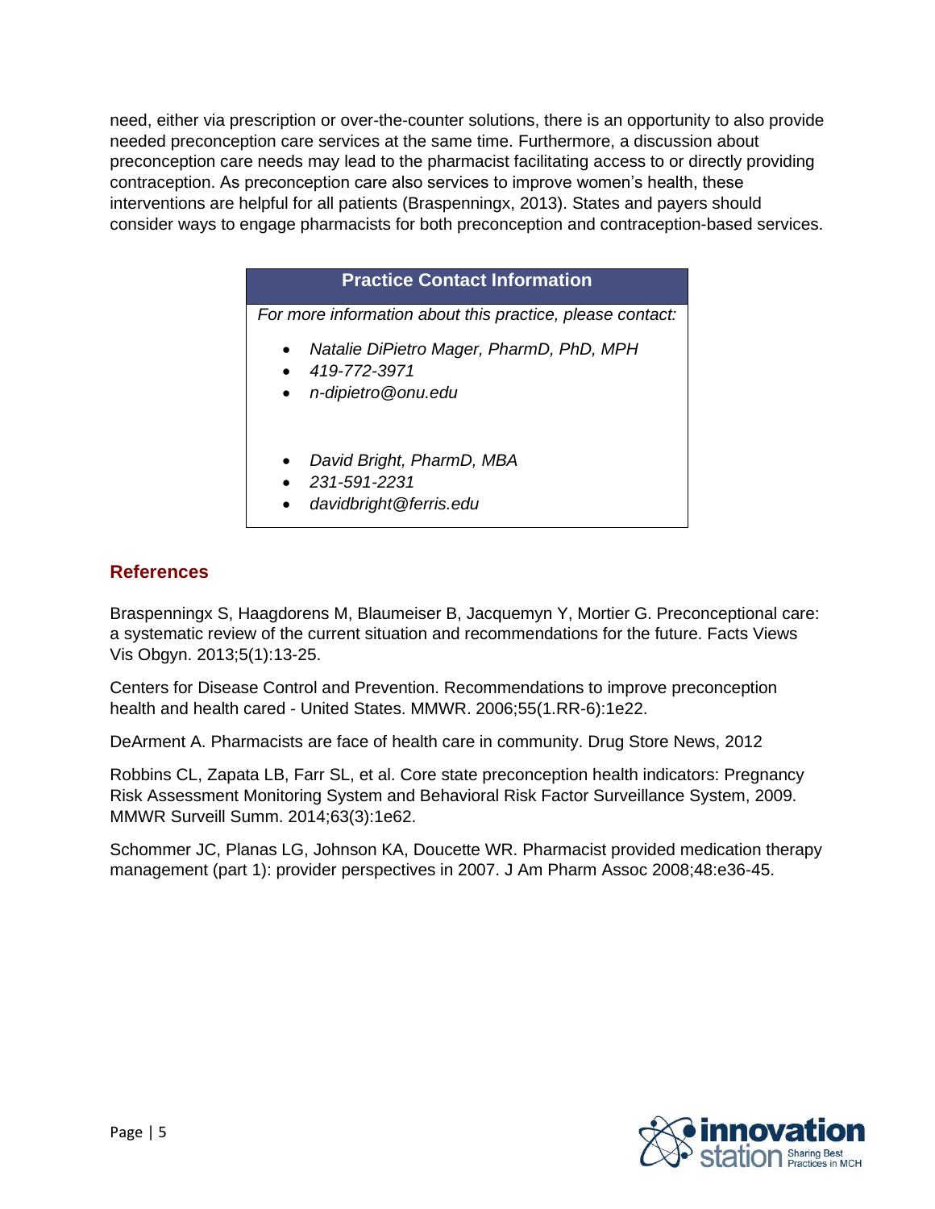need, either via prescription or over-the-counter solutions, there is an opportunity to also provide needed preconception care services at the same time. Furthermore, a discussion about preconception care needs may lead to the pharmacist facilitating access to or directly providing contraception. As preconception care also services to improve women's health, these interventions are helpful for all patients (Braspenningx, 2013). States and payers should consider ways to engage pharmacists for both preconception and contraception-based services.

| **Practice Contact Information** |
|---|
| *For more information about this practice, please contact:* |
| • *Natalie DiPietro Mager, PharmD, PhD, MPH*<br>• *419-772-3971*<br>• *n-dipietro@onu.edu*<br><br>• *David Bright, PharmD, MBA*<br>• *231-591-2231*<br>• *davidbright@ferris.edu* |

## References

Braspenningx S, Haagdorens M, Blaumeiser B, Jacquemyn Y, Mortier G. Preconceptional care: a systematic review of the current situation and recommendations for the future. Facts Views Vis Obgyn. 2013;5(1):13-25.

Centers for Disease Control and Prevention. Recommendations to improve preconception health and health cared - United States. MMWR. 2006;55(1.RR-6):1e22.

DeArment A. Pharmacists are face of health care in community. Drug Store News, 2012

Robbins CL, Zapata LB, Farr SL, et al. Core state preconception health indicators: Pregnancy Risk Assessment Monitoring System and Behavioral Risk Factor Surveillance System, 2009. MMWR Surveill Summ. 2014;63(3):1e62.

Schommer JC, Planas LG, Johnson KA, Doucette WR. Pharmacist provided medication therapy management (part 1): provider perspectives in 2007. J Am Pharm Assoc 2008;48:e36-45.